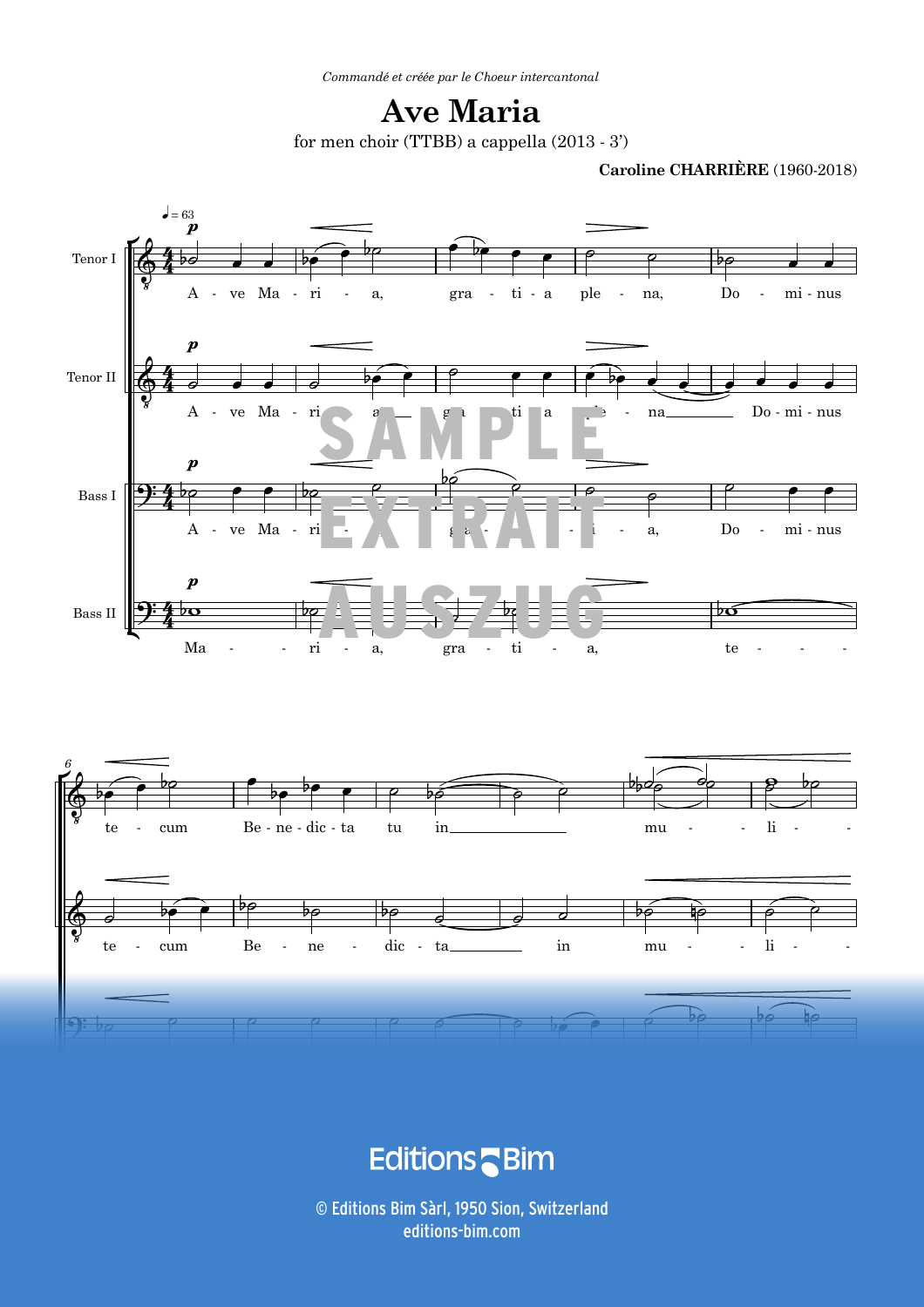*Commandé et créée par le Choeur intercantonal*

# Ave Maria

for men choir (TTBB) a cappella (2013 - 3')

**Caroline CHARRIÈRE** (1960-2018)

Editions Bim

© Editions Bim Sàrl, 1950 Sion, Switzerland
editions-bim.com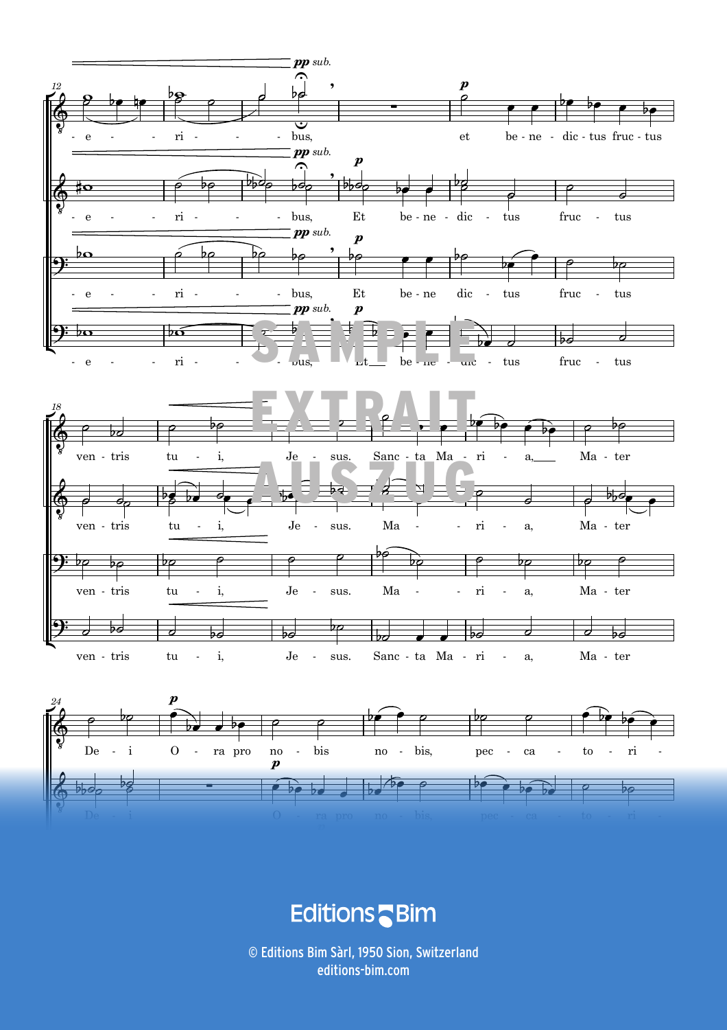Editions Bim

© Editions Bim Sàrl, 1950 Sion, Switzerland
editions-bim.com